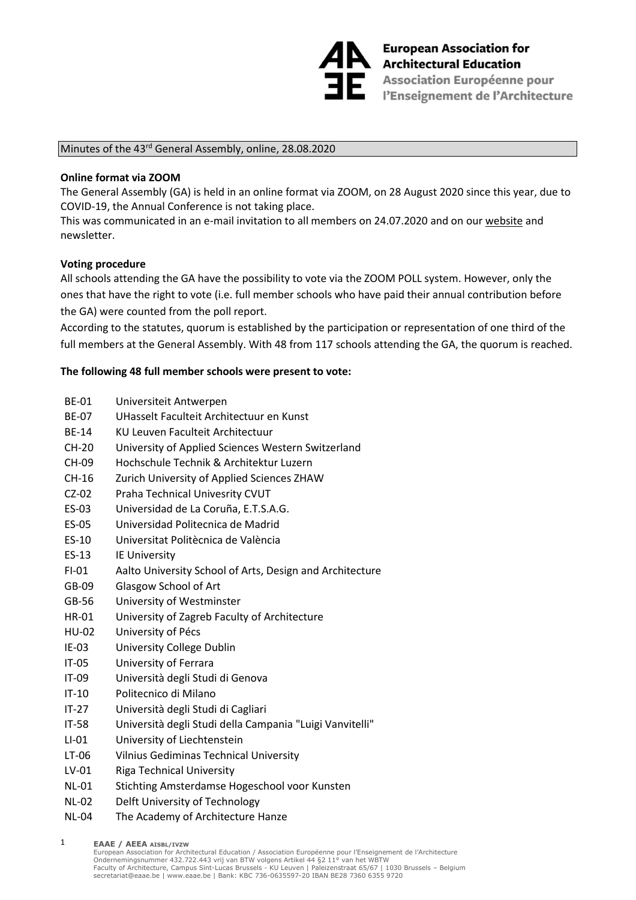European Association for Architectural Education
Association Européenne pour l'Enseignement de l'Architecture

Minutes of the 43rd General Assembly, online, 28.08.2020

**Online format via ZOOM**

The General Assembly (GA) is held in an online format via ZOOM, on 28 August 2020 since this year, due to COVID-19, the Annual Conference is not taking place.

This was communicated in an e-mail invitation to all members on 24.07.2020 and on our website and newsletter.

**Voting procedure**

All schools attending the GA have the possibility to vote via the ZOOM POLL system. However, only the ones that have the right to vote (i.e. full member schools who have paid their annual contribution before the GA) were counted from the poll report.

According to the statutes, quorum is established by the participation or representation of one third of the full members at the General Assembly. With 48 from 117 schools attending the GA, the quorum is reached.

**The following 48 full member schools were present to vote:**

| | |
|---|---|
| BE-01 | Universiteit Antwerpen |
| BE-07 | UHasselt Faculteit Architectuur en Kunst |
| BE-14 | KU Leuven Faculteit Architectuur |
| CH-20 | University of Applied Sciences Western Switzerland |
| CH-09 | Hochschule Technik & Architektur Luzern |
| CH-16 | Zurich University of Applied Sciences ZHAW |
| CZ-02 | Praha Technical Univesrity CVUT |
| ES-03 | Universidad de La Coruña, E.T.S.A.G. |
| ES-05 | Universidad Politecnica de Madrid |
| ES-10 | Universitat Politècnica de València |
| ES-13 | IE University |
| FI-01 | Aalto University School of Arts, Design and Architecture |
| GB-09 | Glasgow School of Art |
| GB-56 | University of Westminster |
| HR-01 | University of Zagreb Faculty of Architecture |
| HU-02 | University of Pécs |
| IE-03 | University College Dublin |
| IT-05 | University of Ferrara |
| IT-09 | Università degli Studi di Genova |
| IT-10 | Politecnico di Milano |
| IT-27 | Università degli Studi di Cagliari |
| IT-58 | Università degli Studi della Campania "Luigi Vanvitelli" |
| LI-01 | University of Liechtenstein |
| LT-06 | Vilnius Gediminas Technical University |
| LV-01 | Riga Technical University |
| NL-01 | Stichting Amsterdamse Hogeschool voor Kunsten |
| NL-02 | Delft University of Technology |
| NL-04 | The Academy of Architecture Hanze |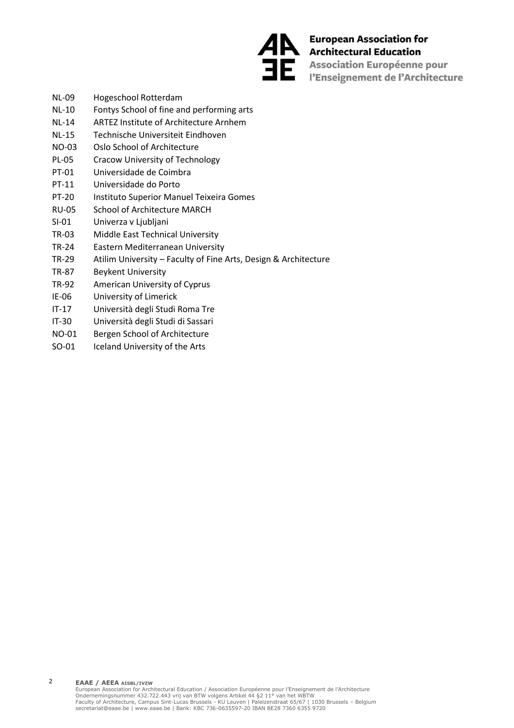NL-09 Hogeschool Rotterdam
NL-10 Fontys School of fine and performing arts
NL-14 ARTEZ Institute of Architecture Arnhem
NL-15 Technische Universiteit Eindhoven
NO-03 Oslo School of Architecture
PL-05 Cracow University of Technology
PT-01 Universidade de Coimbra
PT-11 Universidade do Porto
PT-20 Instituto Superior Manuel Teixeira Gomes
RU-05 School of Architecture MARCH
SI-01 Univerza v Ljubljani
TR-03 Middle East Technical University
TR-24 Eastern Mediterranean University
TR-29 Atilim University – Faculty of Fine Arts, Design & Architecture
TR-87 Beykent University
TR-92 American University of Cyprus
IE-06 University of Limerick
IT-17 Università degli Studi Roma Tre
IT-30 Università degli Studi di Sassari
NO-01 Bergen School of Architecture
SO-01 Iceland University of the Arts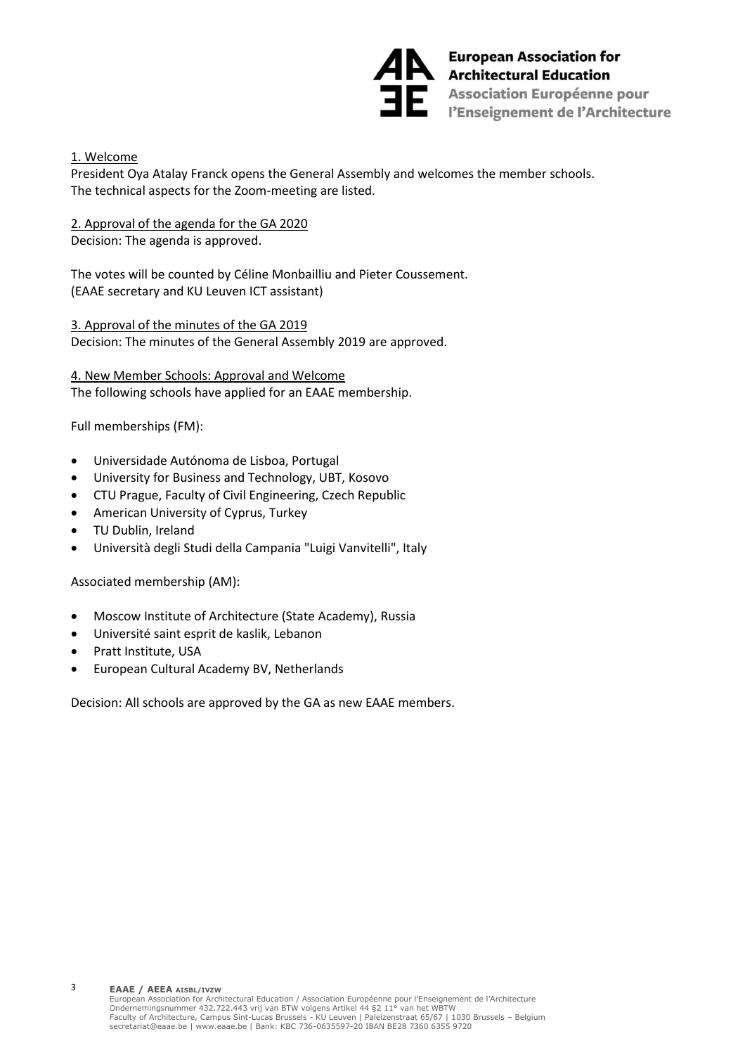1. Welcome

President Oya Atalay Franck opens the General Assembly and welcomes the member schools.
The technical aspects for the Zoom-meeting are listed.

2. Approval of the agenda for the GA 2020

Decision: The agenda is approved.

The votes will be counted by Céline Monbailliu and Pieter Coussement.
(EAAE secretary and KU Leuven ICT assistant)

3. Approval of the minutes of the GA 2019

Decision: The minutes of the General Assembly 2019 are approved.

4. New Member Schools: Approval and Welcome

The following schools have applied for an EAAE membership.

Full memberships (FM):

- Universidade Autónoma de Lisboa, Portugal
- University for Business and Technology, UBT, Kosovo
- CTU Prague, Faculty of Civil Engineering, Czech Republic
- American University of Cyprus, Turkey
- TU Dublin, Ireland
- Università degli Studi della Campania "Luigi Vanvitelli", Italy

Associated membership (AM):

- Moscow Institute of Architecture (State Academy), Russia
- Université saint esprit de kaslik, Lebanon
- Pratt Institute, USA
- European Cultural Academy BV, Netherlands

Decision: All schools are approved by the GA as new EAAE members.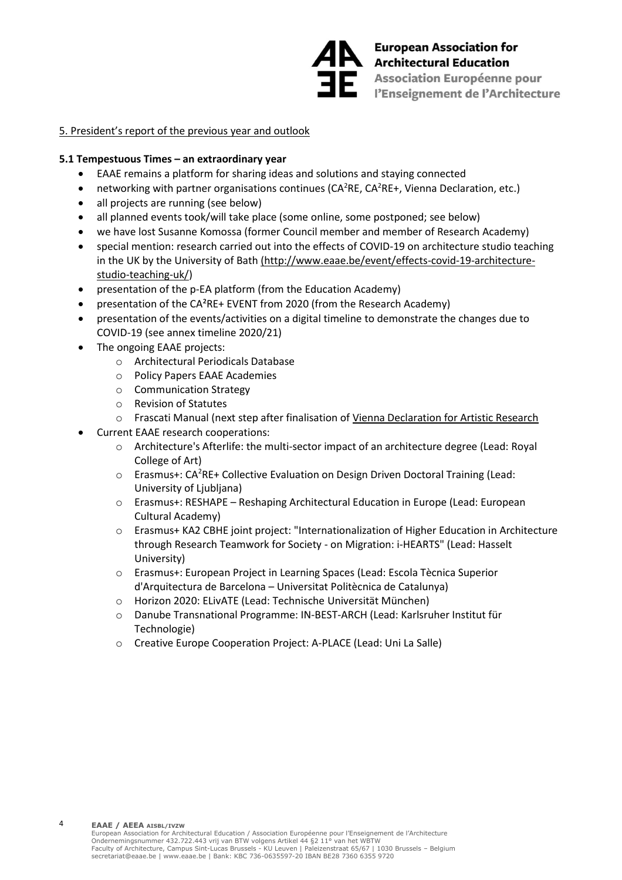## 5. President's report of the previous year and outlook

### 5.1 Tempestuous Times – an extraordinary year

- EAAE remains a platform for sharing ideas and solutions and staying connected
- networking with partner organisations continues (CA$^2$RE, CA$^2$RE+, Vienna Declaration, etc.)
- all projects are running (see below)
- all planned events took/will take place (some online, some postponed; see below)
- we have lost Susanne Komossa (former Council member and member of Research Academy)
- special mention: research carried out into the effects of COVID-19 on architecture studio teaching in the UK by the University of Bath (http://www.eaae.be/event/effects-covid-19-architecture-studio-teaching-uk/)
- presentation of the p-EA platform (from the Education Academy)
- presentation of the CA$^2$RE+ EVENT from 2020 (from the Research Academy)
- presentation of the events/activities on a digital timeline to demonstrate the changes due to COVID-19 (see annex timeline 2020/21)
- The ongoing EAAE projects:
  - Architectural Periodicals Database
  - Policy Papers EAAE Academies
  - Communication Strategy
  - Revision of Statutes
  - Frascati Manual (next step after finalisation of Vienna Declaration for Artistic Research
- Current EAAE research cooperations:
  - Architecture's Afterlife: the multi-sector impact of an architecture degree (Lead: Royal College of Art)
  - Erasmus+: CA$^2$RE+ Collective Evaluation on Design Driven Doctoral Training (Lead: University of Ljubljana)
  - Erasmus+: RESHAPE – Reshaping Architectural Education in Europe (Lead: European Cultural Academy)
  - Erasmus+ KA2 CBHE joint project: "Internationalization of Higher Education in Architecture through Research Teamwork for Society - on Migration: i-HEARTS" (Lead: Hasselt University)
  - Erasmus+: European Project in Learning Spaces (Lead: Escola Tècnica Superior d'Arquitectura de Barcelona – Universitat Politècnica de Catalunya)
  - Horizon 2020: ELivATE (Lead: Technische Universität München)
  - Danube Transnational Programme: IN-BEST-ARCH (Lead: Karlsruher Institut für Technologie)
  - Creative Europe Cooperation Project: A-PLACE (Lead: Uni La Salle)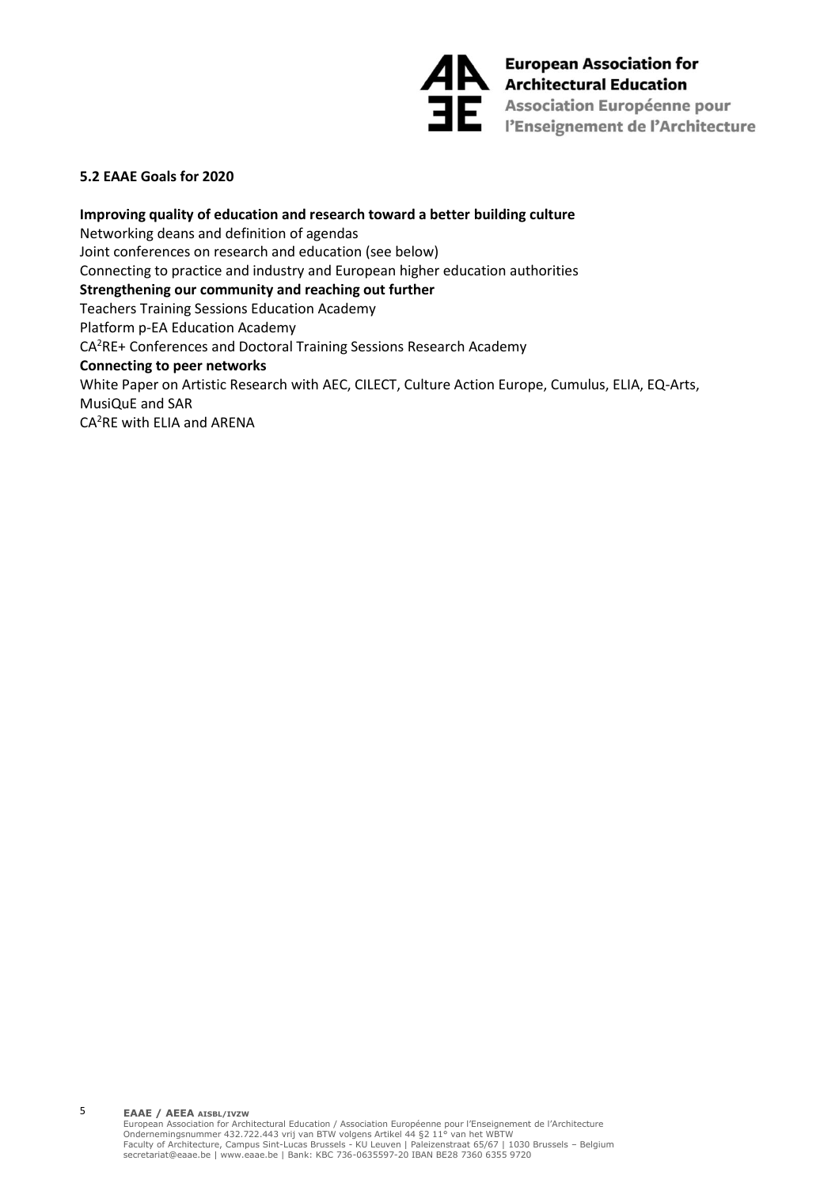## 5.2 EAAE Goals for 2020

**Improving quality of education and research toward a better building culture**

Networking deans and definition of agendas

Joint conferences on research and education (see below)

Connecting to practice and industry and European higher education authorities

**Strengthening our community and reaching out further**

Teachers Training Sessions Education Academy

Platform p-EA Education Academy

$CA^2RE$+ Conferences and Doctoral Training Sessions Research Academy

**Connecting to peer networks**

White Paper on Artistic Research with AEC, CILECT, Culture Action Europe, Cumulus, ELIA, EQ-Arts, MusiQuE and SAR

$CA^2RE$ with ELIA and ARENA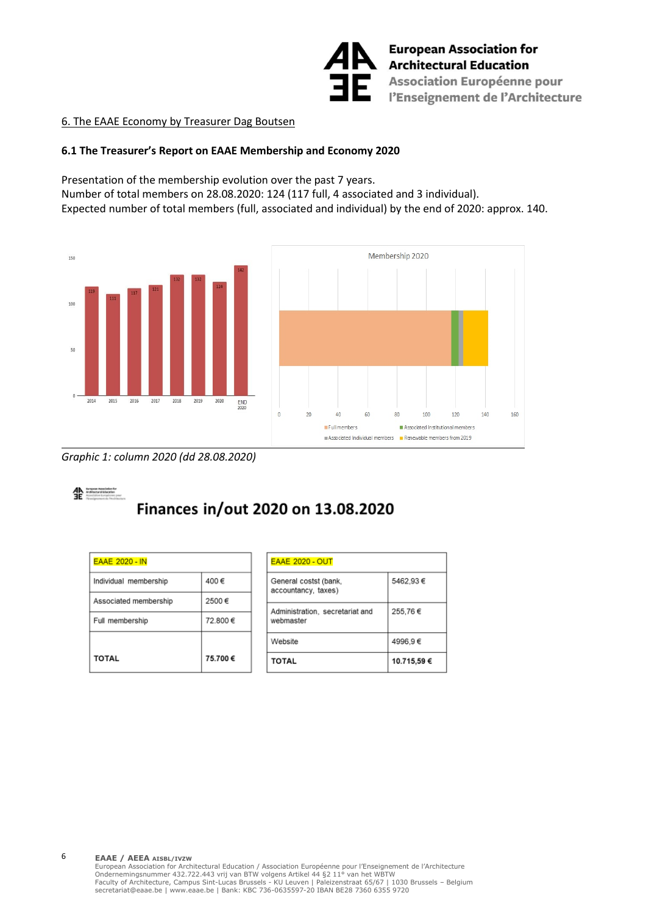6. The EAAE Economy by Treasurer Dag Boutsen

### 6.1 The Treasurer's Report on EAAE Membership and Economy 2020

Presentation of the membership evolution over the past 7 years.
Number of total members on 28.08.2020: 124 (117 full, 4 associated and 3 individual).
Expected number of total members (full, associated and individual) by the end of 2020: approx. 140.

*Graphic 1: column 2020 (dd 28.08.2020)*

## Finances in/out 2020 on 13.08.2020

| EAAE 2020 - IN | |
|---|---|
| Individual membership | 400 € |
| Associated membership | 2500 € |
| Full membership | 72.800 € |
| **TOTAL** | **75.700 €** |

| EAAE 2020 - OUT | |
|---|---|
| General costst (bank, accountancy, taxes) | 5462,93 € |
| Administration, secretariat and webmaster | 255,76 € |
| Website | 4996,9 € |
| **TOTAL** | **10.715,59 €** |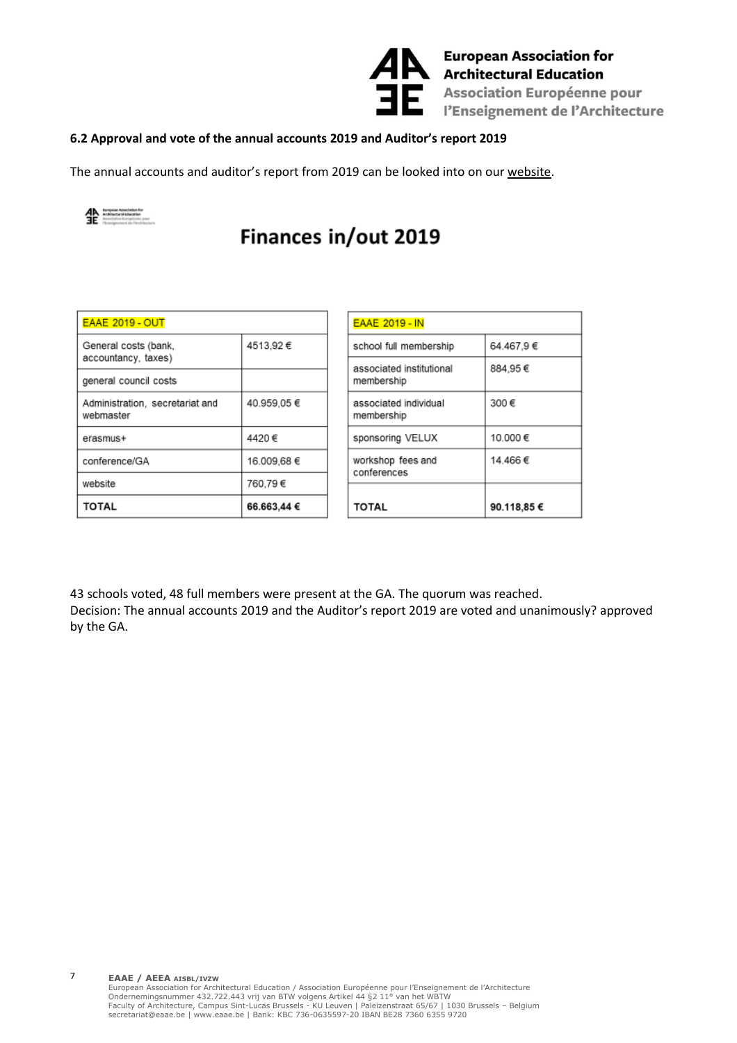### 6.2 Approval and vote of the annual accounts 2019 and Auditor's report 2019

The annual accounts and auditor's report from 2019 can be looked into on our website.

## Finances in/out 2019

| EAAE 2019 - OUT | |
|---|---|
| General costs (bank, accountancy, taxes) | 4513,92 € |
| general council costs | |
| Administration, secretariat and webmaster | 40.959,05 € |
| erasmus+ | 4420 € |
| conference/GA | 16.009,68 € |
| website | 760,79 € |
| **TOTAL** | **66.663,44 €** |

| EAAE 2019 - IN | |
|---|---|
| school full membership | 64.467,9 € |
| associated institutional membership | 884,95 € |
| associated individual membership | 300 € |
| sponsoring VELUX | 10.000 € |
| workshop fees and conferences | 14.466 € |
| **TOTAL** | **90.118,85 €** |

43 schools voted, 48 full members were present at the GA. The quorum was reached.
Decision: The annual accounts 2019 and the Auditor's report 2019 are voted and unanimously? approved by the GA.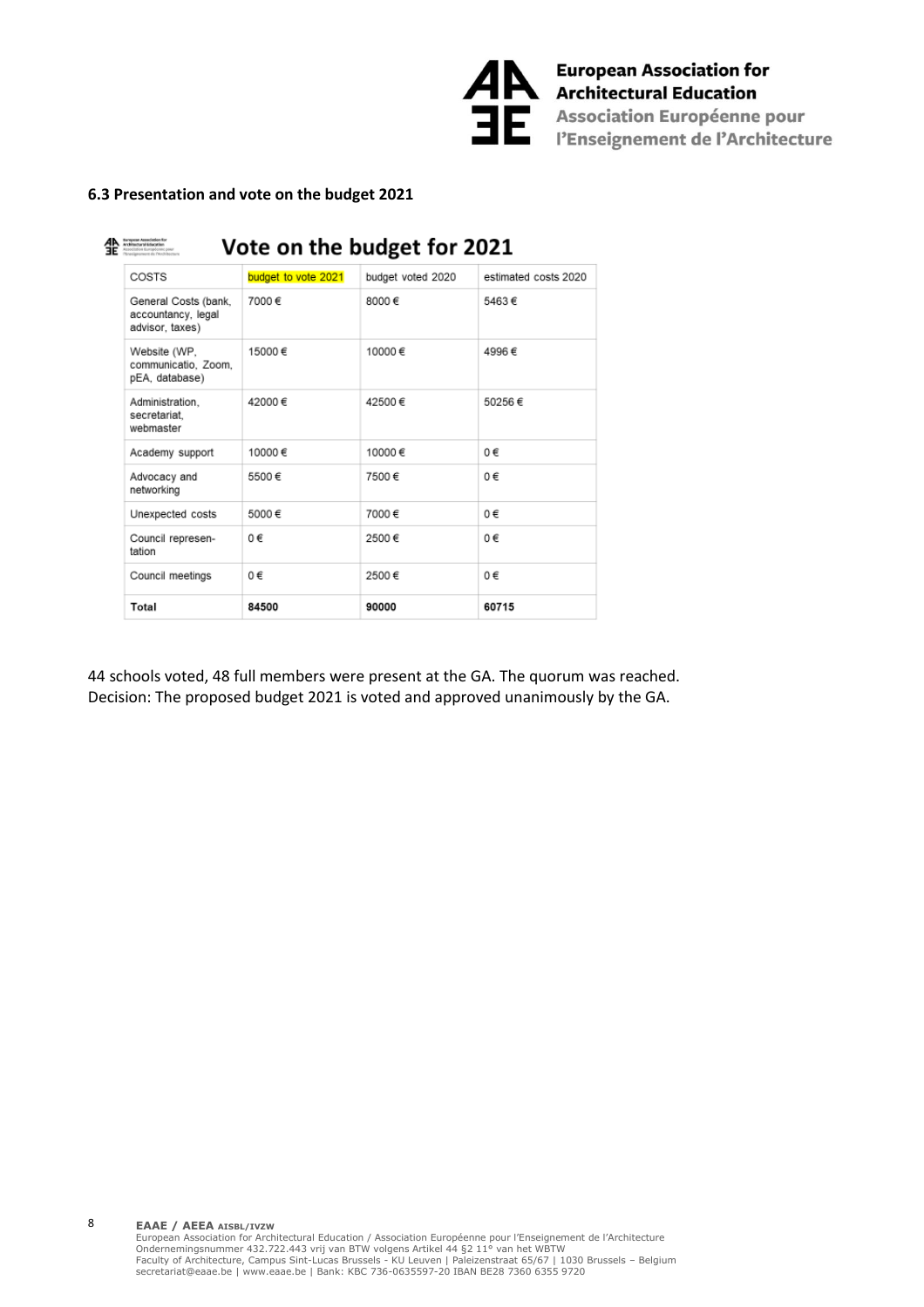### 6.3 Presentation and vote on the budget 2021

## Vote on the budget for 2021

| COSTS | budget to vote 2021 | budget voted 2020 | estimated costs 2020 |
|---|---|---|---|
| General Costs (bank, accountancy, legal advisor, taxes) | 7000 € | 8000 € | 5463 € |
| Website (WP, communicatio, Zoom, pEA, database) | 15000 € | 10000 € | 4996 € |
| Administration, secretariat, webmaster | 42000 € | 42500 € | 50256 € |
| Academy support | 10000 € | 10000 € | 0 € |
| Advocacy and networking | 5500 € | 7500 € | 0 € |
| Unexpected costs | 5000 € | 7000 € | 0 € |
| Council represen-tation | 0 € | 2500 € | 0 € |
| Council meetings | 0 € | 2500 € | 0 € |
| **Total** | **84500** | **90000** | **60715** |

44 schools voted, 48 full members were present at the GA. The quorum was reached.
Decision: The proposed budget 2021 is voted and approved unanimously by the GA.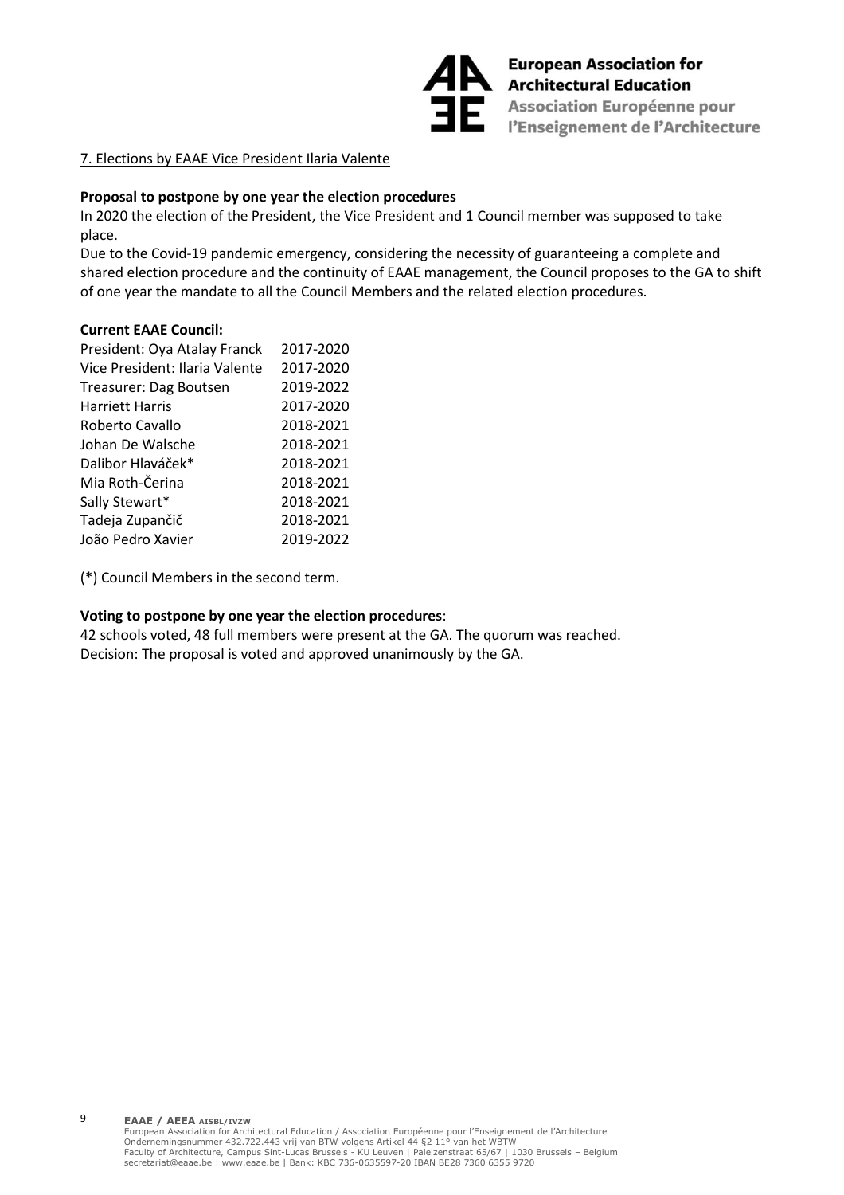7. Elections by EAAE Vice President Ilaria Valente

**Proposal to postpone by one year the election procedures**

In 2020 the election of the President, the Vice President and 1 Council member was supposed to take place.

Due to the Covid-19 pandemic emergency, considering the necessity of guaranteeing a complete and shared election procedure and the continuity of EAAE management, the Council proposes to the GA to shift of one year the mandate to all the Council Members and the related election procedures.

**Current EAAE Council:**

| | |
|---|---|
| President: Oya Atalay Franck | 2017-2020 |
| Vice President: Ilaria Valente | 2017-2020 |
| Treasurer: Dag Boutsen | 2019-2022 |
| Harriett Harris | 2017-2020 |
| Roberto Cavallo | 2018-2021 |
| Johan De Walsche | 2018-2021 |
| Dalibor Hlaváček* | 2018-2021 |
| Mia Roth-Čerina | 2018-2021 |
| Sally Stewart* | 2018-2021 |
| Tadeja Zupančič | 2018-2021 |
| João Pedro Xavier | 2019-2022 |

(*) Council Members in the second term.

**Voting to postpone by one year the election procedures**:

42 schools voted, 48 full members were present at the GA. The quorum was reached.
Decision: The proposal is voted and approved unanimously by the GA.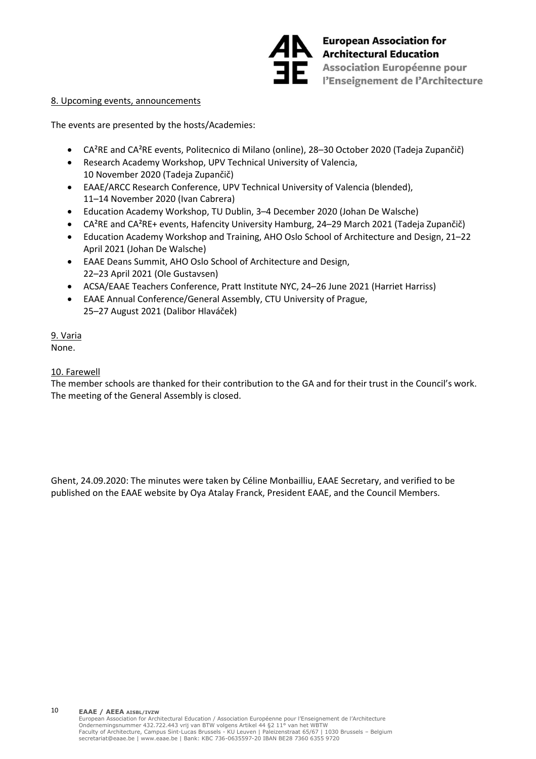8. Upcoming events, announcements

The events are presented by the hosts/Academies:

- CA²RE and CA²RE events, Politecnico di Milano (online), 28–30 October 2020 (Tadeja Zupančič)
- Research Academy Workshop, UPV Technical University of Valencia, 10 November 2020 (Tadeja Zupančič)
- EAAE/ARCC Research Conference, UPV Technical University of Valencia (blended), 11–14 November 2020 (Ivan Cabrera)
- Education Academy Workshop, TU Dublin, 3–4 December 2020 (Johan De Walsche)
- CA²RE and CA²RE+ events, Hafencity University Hamburg, 24–29 March 2021 (Tadeja Zupančič)
- Education Academy Workshop and Training, AHO Oslo School of Architecture and Design, 21–22 April 2021 (Johan De Walsche)
- EAAE Deans Summit, AHO Oslo School of Architecture and Design, 22–23 April 2021 (Ole Gustavsen)
- ACSA/EAAE Teachers Conference, Pratt Institute NYC, 24–26 June 2021 (Harriet Harriss)
- EAAE Annual Conference/General Assembly, CTU University of Prague, 25–27 August 2021 (Dalibor Hlaváček)

9. Varia

None.

10. Farewell

The member schools are thanked for their contribution to the GA and for their trust in the Council's work. The meeting of the General Assembly is closed.

Ghent, 24.09.2020: The minutes were taken by Céline Monbailliu, EAAE Secretary, and verified to be published on the EAAE website by Oya Atalay Franck, President EAAE, and the Council Members.